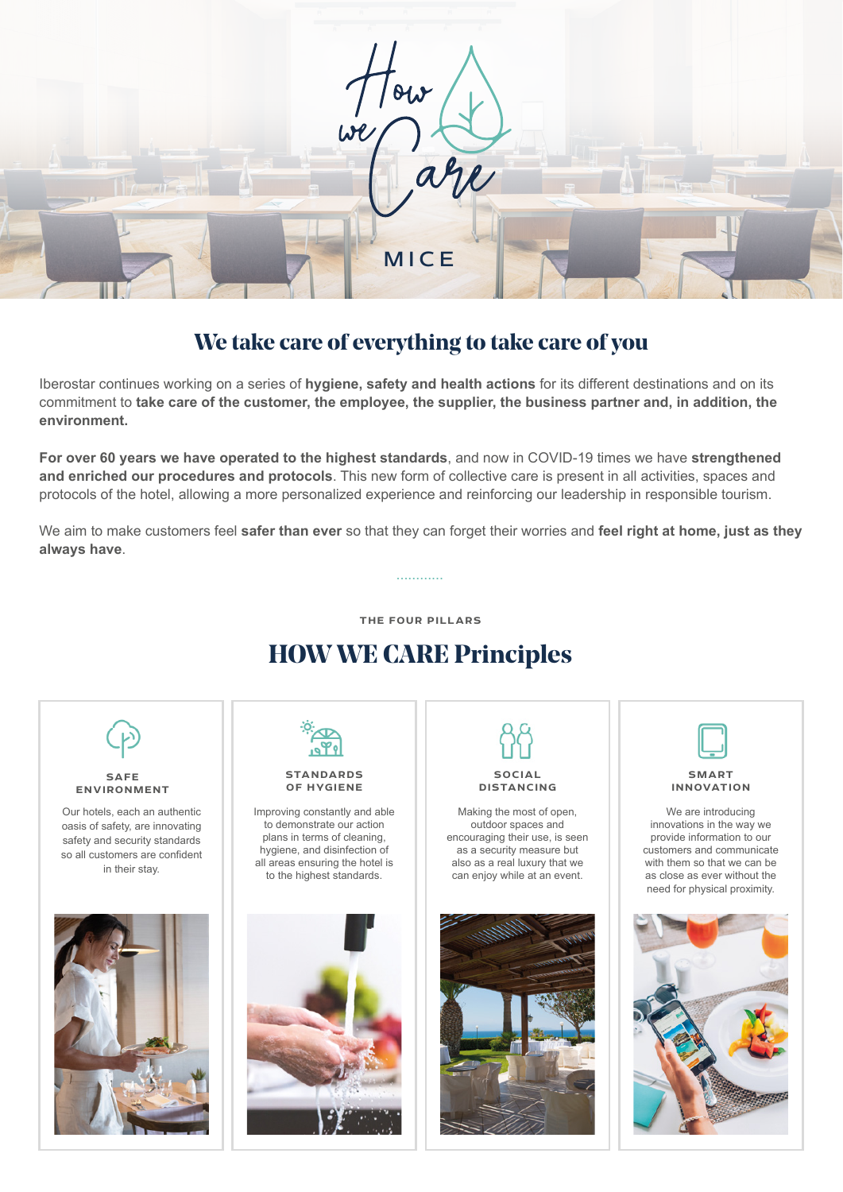# How we Care

MICE

## We take care of everything to take care of you

Iberostar continues working on a series of **hygiene, safety and health actions** for its different destinations and on its commitment to **take care of the customer, the employee, the supplier, the business partner and, in addition, the environment.**

**For over 60 years we have operated to the highest standards**, and now in COVID-19 times we have **strengthened and enriched our procedures and protocols**. This new form of collective care is present in all activities, spaces and protocols of the hotel, allowing a more personalized experience and reinforcing our leadership in responsible tourism.

We aim to make customers feel **safer than ever** so that they can forget their worries and **feel right at home, just as they always have**.

THE FOUR PILLARS

## HOW WE CARE Principles

### SAFE ENVIRONMENT

Our hotels, each an authentic oasis of safety, are innovating safety and security standards so all customers are confident in their stay.

### STANDARDS OF HYGIENE

Improving constantly and able to demonstrate our action plans in terms of cleaning, hygiene, and disinfection of all areas ensuring the hotel is to the highest standards.

### SOCIAL DISTANCING

Making the most of open, outdoor spaces and encouraging their use, is seen as a security measure but also as a real luxury that we can enjoy while at an event.

### SMART INNOVATION

We are introducing innovations in the way we provide information to our customers and communicate with them so that we can be as close as ever without the need for physical proximity.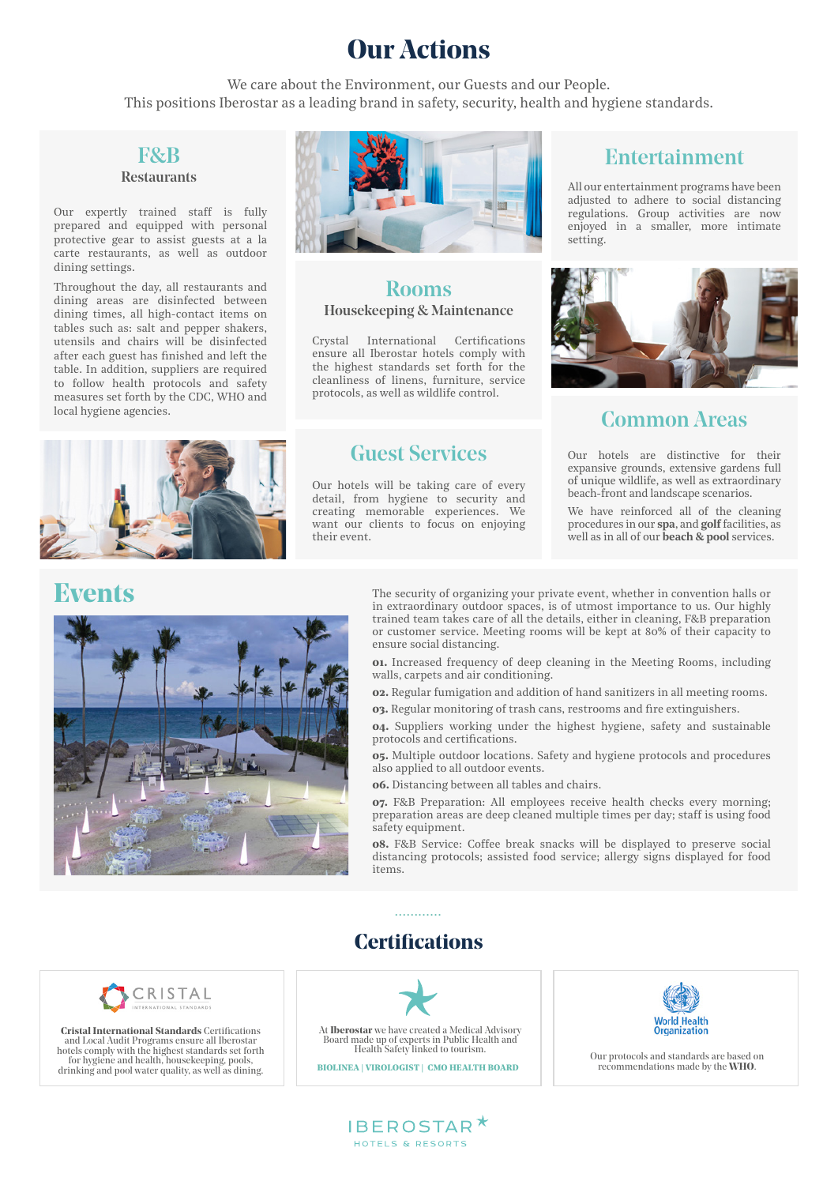# Our Actions

We care about the Environment, our Guests and our People.
This positions Iberostar as a leading brand in safety, security, health and hygiene standards.

## F&B

### Restaurants

Our expertly trained staff is fully prepared and equipped with personal protective gear to assist guests at a la carte restaurants, as well as outdoor dining settings.

Throughout the day, all restaurants and dining areas are disinfected between dining times, all high-contact items on tables such as: salt and pepper shakers, utensils and chairs will be disinfected after each guest has finished and left the table. In addition, suppliers are required to follow health protocols and safety measures set forth by the CDC, WHO and local hygiene agencies.

## Rooms

### Housekeeping & Maintenance

Crystal International Certifications ensure all Iberostar hotels comply with the highest standards set forth for the cleanliness of linens, furniture, service protocols, as well as wildlife control.

## Guest Services

Our hotels will be taking care of every detail, from hygiene to security and creating memorable experiences. We want our clients to focus on enjoying their event.

## Entertainment

All our entertainment programs have been adjusted to adhere to social distancing regulations. Group activities are now enjoyed in a smaller, more intimate setting.

## Common Areas

Our hotels are distinctive for their expansive grounds, extensive gardens full of unique wildlife, as well as extraordinary beach-front and landscape scenarios.

We have reinforced all of the cleaning procedures in our **spa**, and **golf** facilities, as well as in all of our **beach & pool** services.

## Events

The security of organizing your private event, whether in convention halls or in extraordinary outdoor spaces, is of utmost importance to us. Our highly trained team takes care of all the details, either in cleaning, F&B preparation or customer service. Meeting rooms will be kept at 80% of their capacity to ensure social distancing.

**01.** Increased frequency of deep cleaning in the Meeting Rooms, including walls, carpets and air conditioning.

**02.** Regular fumigation and addition of hand sanitizers in all meeting rooms.

**03.** Regular monitoring of trash cans, restrooms and fire extinguishers.

**04.** Suppliers working under the highest hygiene, safety and sustainable protocols and certifications.

**05.** Multiple outdoor locations. Safety and hygiene protocols and procedures also applied to all outdoor events.

**06.** Distancing between all tables and chairs.

**07.** F&B Preparation: All employees receive health checks every morning; preparation areas are deep cleaned multiple times per day; staff is using food safety equipment.

**08.** F&B Service: Coffee break snacks will be displayed to preserve social distancing protocols; assisted food service; allergy signs displayed for food items.

## Certifications

CRISTAL INTERNATIONAL STANDARDS

**Cristal International Standards** Certifications and Local Audit Programs ensure all Iberostar hotels comply with the highest standards set forth for hygiene and health, housekeeping, pools, drinking and pool water quality, as well as dining.

At **Iberostar** we have created a Medical Advisory Board made up of experts in Public Health and Health Safety linked to tourism.

**BIOLINEA | VIROLOGIST | CMO HEALTH BOARD**

World Health Organization

Our protocols and standards are based on recommendations made by the **WHO**.

IBEROSTAR HOTELS & RESORTS